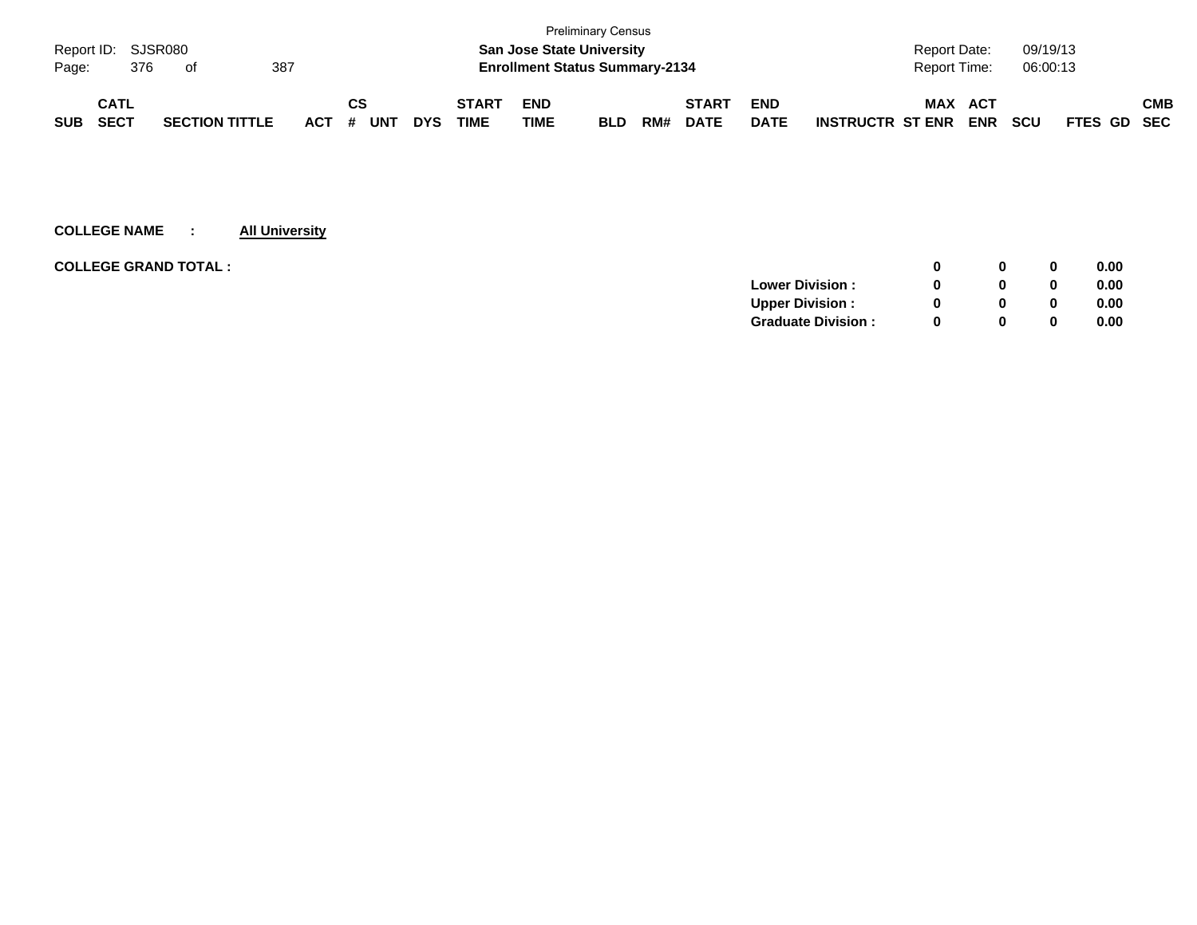Preliminary Census

**San Jose State University**

**Enrollment Status Summary-2134**

Report ID: SJSR080

Report Date: 09/19/13

Report Time: 06:00:13

| SUB | CATL SECT | SECTION TITTLE | ACT | CS # | UNT | DYS | START TIME | END TIME | BLD | RM# | START DATE | END DATE | INSTRUCTR | MAX ST ENR | ACT ENR | SCU | FTES | GD | CMB SEC |
|---|---|---|---|---|---|---|---|---|---|---|---|---|---|---|---|---|---|---|---|

**COLLEGE NAME : All University**

| **COLLEGE GRAND TOTAL :** | | **0** | **0** | **0** | **0.00** |
|---|---|---|---|---|---|
| | **Lower Division :** | **0** | **0** | **0** | **0.00** |
| | **Upper Division :** | **0** | **0** | **0** | **0.00** |
| | **Graduate Division :** | **0** | **0** | **0** | **0.00** |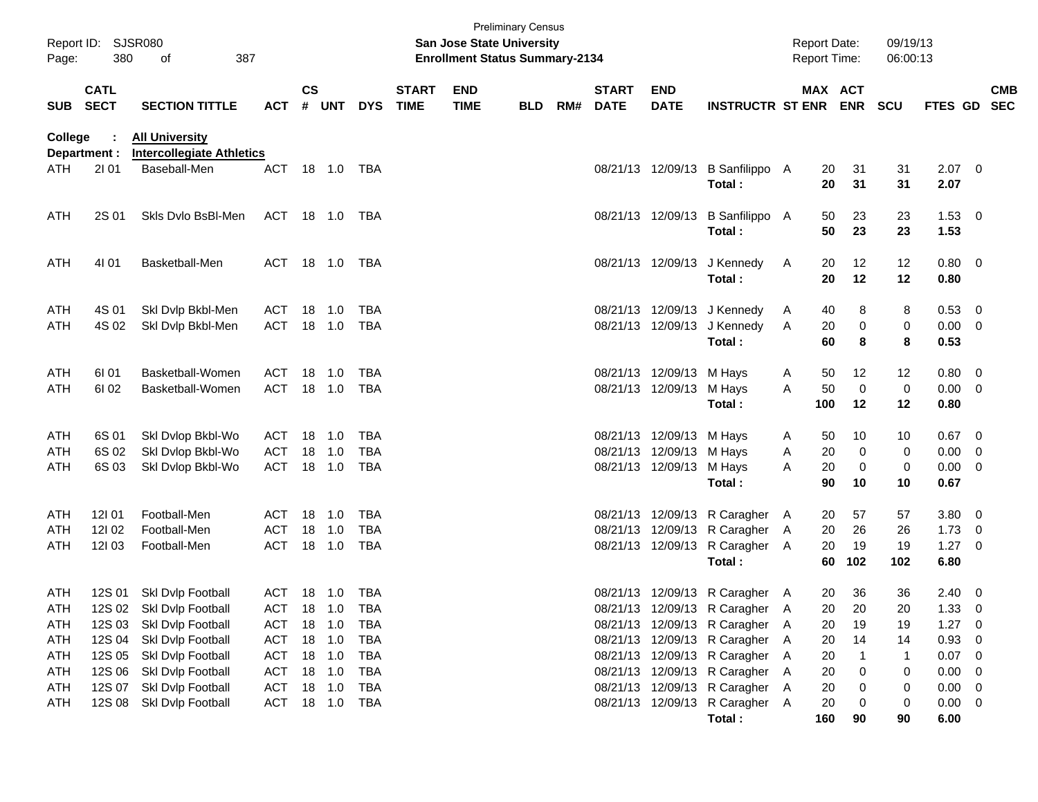Preliminary Census

Report ID: SJSR080 | **San Jose State University** | Report Date: 09/19/13
Page: 380 of 387 | **Enrollment Status Summary-2134** | Report Time: 06:00:13

| SUB | CATL SECT | SECTION TITTLE | ACT | CS # | UNT | DYS | START TIME | END TIME | BLD | RM# | START DATE | END DATE | INSTRUCTR | ST | MAX ENR | ACT ENR | SCU | FTES | GD | CMB SEC |
|---|---|---|---|---|---|---|---|---|---|---|---|---|---|---|---|---|---|---|---|---|
| **College** | : | **All University** | | | | | | | | | | | | | | | | | | |
| **Department :** | | **Intercollegiate Athletics** | | | | | | | | | | | | | | | | | | |
| ATH | 2I 01 | Baseball-Men | ACT | 18 | 1.0 | TBA | | | | | 08/21/13 | 12/09/13 | B Sanfilippo | A | 20 | 31 | 31 | 2.07 | 0 | |
| | | | | | | | | | | | | | **Total :** | | **20** | **31** | **31** | **2.07** | | |
| ATH | 2S 01 | Skls Dvlo BsBl-Men | ACT | 18 | 1.0 | TBA | | | | | 08/21/13 | 12/09/13 | B Sanfilippo | A | 50 | 23 | 23 | 1.53 | 0 | |
| | | | | | | | | | | | | | **Total :** | | **50** | **23** | **23** | **1.53** | | |
| ATH | 4I 01 | Basketball-Men | ACT | 18 | 1.0 | TBA | | | | | 08/21/13 | 12/09/13 | J Kennedy | A | 20 | 12 | 12 | 0.80 | 0 | |
| | | | | | | | | | | | | | **Total :** | | **20** | **12** | **12** | **0.80** | | |
| ATH | 4S 01 | Skl Dvlp Bkbl-Men | ACT | 18 | 1.0 | TBA | | | | | 08/21/13 | 12/09/13 | J Kennedy | A | 40 | 8 | 8 | 0.53 | 0 | |
| ATH | 4S 02 | Skl Dvlp Bkbl-Men | ACT | 18 | 1.0 | TBA | | | | | 08/21/13 | 12/09/13 | J Kennedy | A | 20 | 0 | 0 | 0.00 | 0 | |
| | | | | | | | | | | | | | **Total :** | | **60** | **8** | **8** | **0.53** | | |
| ATH | 6I 01 | Basketball-Women | ACT | 18 | 1.0 | TBA | | | | | 08/21/13 | 12/09/13 | M Hays | A | 50 | 12 | 12 | 0.80 | 0 | |
| ATH | 6I 02 | Basketball-Women | ACT | 18 | 1.0 | TBA | | | | | 08/21/13 | 12/09/13 | M Hays | A | 50 | 0 | 0 | 0.00 | 0 | |
| | | | | | | | | | | | | | **Total :** | | **100** | **12** | **12** | **0.80** | | |
| ATH | 6S 01 | Skl Dvlop Bkbl-Wo | ACT | 18 | 1.0 | TBA | | | | | 08/21/13 | 12/09/13 | M Hays | A | 50 | 10 | 10 | 0.67 | 0 | |
| ATH | 6S 02 | Skl Dvlop Bkbl-Wo | ACT | 18 | 1.0 | TBA | | | | | 08/21/13 | 12/09/13 | M Hays | A | 20 | 0 | 0 | 0.00 | 0 | |
| ATH | 6S 03 | Skl Dvlop Bkbl-Wo | ACT | 18 | 1.0 | TBA | | | | | 08/21/13 | 12/09/13 | M Hays | A | 20 | 0 | 0 | 0.00 | 0 | |
| | | | | | | | | | | | | | **Total :** | | **90** | **10** | **10** | **0.67** | | |
| ATH | 12I 01 | Football-Men | ACT | 18 | 1.0 | TBA | | | | | 08/21/13 | 12/09/13 | R Caragher | A | 20 | 57 | 57 | 3.80 | 0 | |
| ATH | 12I 02 | Football-Men | ACT | 18 | 1.0 | TBA | | | | | 08/21/13 | 12/09/13 | R Caragher | A | 20 | 26 | 26 | 1.73 | 0 | |
| ATH | 12I 03 | Football-Men | ACT | 18 | 1.0 | TBA | | | | | 08/21/13 | 12/09/13 | R Caragher | A | 20 | 19 | 19 | 1.27 | 0 | |
| | | | | | | | | | | | | | **Total :** | | **60** | **102** | **102** | **6.80** | | |
| ATH | 12S 01 | Skl Dvlp Football | ACT | 18 | 1.0 | TBA | | | | | 08/21/13 | 12/09/13 | R Caragher | A | 20 | 36 | 36 | 2.40 | 0 | |
| ATH | 12S 02 | Skl Dvlp Football | ACT | 18 | 1.0 | TBA | | | | | 08/21/13 | 12/09/13 | R Caragher | A | 20 | 20 | 20 | 1.33 | 0 | |
| ATH | 12S 03 | Skl Dvlp Football | ACT | 18 | 1.0 | TBA | | | | | 08/21/13 | 12/09/13 | R Caragher | A | 20 | 19 | 19 | 1.27 | 0 | |
| ATH | 12S 04 | Skl Dvlp Football | ACT | 18 | 1.0 | TBA | | | | | 08/21/13 | 12/09/13 | R Caragher | A | 20 | 14 | 14 | 0.93 | 0 | |
| ATH | 12S 05 | Skl Dvlp Football | ACT | 18 | 1.0 | TBA | | | | | 08/21/13 | 12/09/13 | R Caragher | A | 20 | 1 | 1 | 0.07 | 0 | |
| ATH | 12S 06 | Skl Dvlp Football | ACT | 18 | 1.0 | TBA | | | | | 08/21/13 | 12/09/13 | R Caragher | A | 20 | 0 | 0 | 0.00 | 0 | |
| ATH | 12S 07 | Skl Dvlp Football | ACT | 18 | 1.0 | TBA | | | | | 08/21/13 | 12/09/13 | R Caragher | A | 20 | 0 | 0 | 0.00 | 0 | |
| ATH | 12S 08 | Skl Dvlp Football | ACT | 18 | 1.0 | TBA | | | | | 08/21/13 | 12/09/13 | R Caragher | A | 20 | 0 | 0 | 0.00 | 0 | |
| | | | | | | | | | | | | | **Total :** | | **160** | **90** | **90** | **6.00** | | |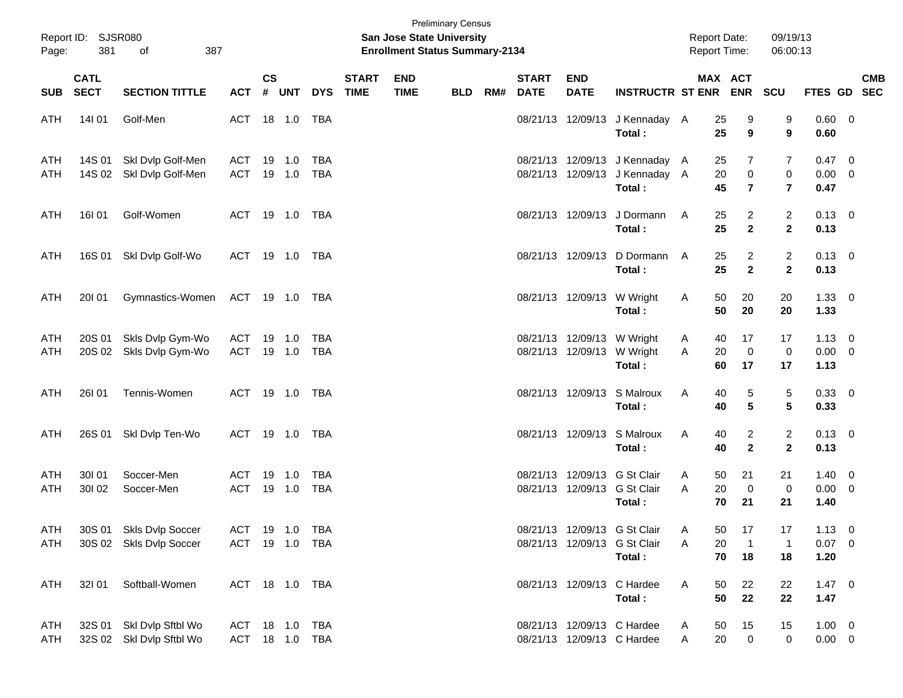Preliminary Census

**San Jose State University**

**Enrollment Status Summary-2134**

Report ID: SJSR080

Report Date: 09/19/13

Report Time: 06:00:13

| SUB | CATL SECT | SECTION TITTLE | ACT | CS # | UNT | DYS | START TIME | END TIME | BLD | RM# | START DATE | END DATE | INSTRUCTR | ST | MAX ENR | ACT ENR | SCU | FTES | GD | CMB SEC |
|---|---|---|---|---|---|---|---|---|---|---|---|---|---|---|---|---|---|---|---|---|
| ATH | 14I 01 | Golf-Men | ACT | 18 | 1.0 | TBA | | | | | 08/21/13 | 12/09/13 | J Kennaday | A | 25 | 9 | 9 | 0.60 | 0 | |
| | | | | | | | | | | | | | **Total :** | | **25** | **9** | **9** | **0.60** | | |
| ATH | 14S 01 | Skl Dvlp Golf-Men | ACT | 19 | 1.0 | TBA | | | | | 08/21/13 | 12/09/13 | J Kennaday | A | 25 | 7 | 7 | 0.47 | 0 | |
| ATH | 14S 02 | Skl Dvlp Golf-Men | ACT | 19 | 1.0 | TBA | | | | | 08/21/13 | 12/09/13 | J Kennaday | A | 20 | 0 | 0 | 0.00 | 0 | |
| | | | | | | | | | | | | | **Total :** | | **45** | **7** | **7** | **0.47** | | |
| ATH | 16I 01 | Golf-Women | ACT | 19 | 1.0 | TBA | | | | | 08/21/13 | 12/09/13 | J Dormann | A | 25 | 2 | 2 | 0.13 | 0 | |
| | | | | | | | | | | | | | **Total :** | | **25** | **2** | **2** | **0.13** | | |
| ATH | 16S 01 | Skl Dvlp Golf-Wo | ACT | 19 | 1.0 | TBA | | | | | 08/21/13 | 12/09/13 | D Dormann | A | 25 | 2 | 2 | 0.13 | 0 | |
| | | | | | | | | | | | | | **Total :** | | **25** | **2** | **2** | **0.13** | | |
| ATH | 20I 01 | Gymnastics-Women | ACT | 19 | 1.0 | TBA | | | | | 08/21/13 | 12/09/13 | W Wright | A | 50 | 20 | 20 | 1.33 | 0 | |
| | | | | | | | | | | | | | **Total :** | | **50** | **20** | **20** | **1.33** | | |
| ATH | 20S 01 | Skls Dvlp Gym-Wo | ACT | 19 | 1.0 | TBA | | | | | 08/21/13 | 12/09/13 | W Wright | A | 40 | 17 | 17 | 1.13 | 0 | |
| ATH | 20S 02 | Skls Dvlp Gym-Wo | ACT | 19 | 1.0 | TBA | | | | | 08/21/13 | 12/09/13 | W Wright | A | 20 | 0 | 0 | 0.00 | 0 | |
| | | | | | | | | | | | | | **Total :** | | **60** | **17** | **17** | **1.13** | | |
| ATH | 26I 01 | Tennis-Women | ACT | 19 | 1.0 | TBA | | | | | 08/21/13 | 12/09/13 | S Malroux | A | 40 | 5 | 5 | 0.33 | 0 | |
| | | | | | | | | | | | | | **Total :** | | **40** | **5** | **5** | **0.33** | | |
| ATH | 26S 01 | Skl Dvlp Ten-Wo | ACT | 19 | 1.0 | TBA | | | | | 08/21/13 | 12/09/13 | S Malroux | A | 40 | 2 | 2 | 0.13 | 0 | |
| | | | | | | | | | | | | | **Total :** | | **40** | **2** | **2** | **0.13** | | |
| ATH | 30I 01 | Soccer-Men | ACT | 19 | 1.0 | TBA | | | | | 08/21/13 | 12/09/13 | G St Clair | A | 50 | 21 | 21 | 1.40 | 0 | |
| ATH | 30I 02 | Soccer-Men | ACT | 19 | 1.0 | TBA | | | | | 08/21/13 | 12/09/13 | G St Clair | A | 20 | 0 | 0 | 0.00 | 0 | |
| | | | | | | | | | | | | | **Total :** | | **70** | **21** | **21** | **1.40** | | |
| ATH | 30S 01 | Skls Dvlp Soccer | ACT | 19 | 1.0 | TBA | | | | | 08/21/13 | 12/09/13 | G St Clair | A | 50 | 17 | 17 | 1.13 | 0 | |
| ATH | 30S 02 | Skls Dvlp Soccer | ACT | 19 | 1.0 | TBA | | | | | 08/21/13 | 12/09/13 | G St Clair | A | 20 | 1 | 1 | 0.07 | 0 | |
| | | | | | | | | | | | | | **Total :** | | **70** | **18** | **18** | **1.20** | | |
| ATH | 32I 01 | Softball-Women | ACT | 18 | 1.0 | TBA | | | | | 08/21/13 | 12/09/13 | C Hardee | A | 50 | 22 | 22 | 1.47 | 0 | |
| | | | | | | | | | | | | | **Total :** | | **50** | **22** | **22** | **1.47** | | |
| ATH | 32S 01 | Skl Dvlp Sftbl Wo | ACT | 18 | 1.0 | TBA | | | | | 08/21/13 | 12/09/13 | C Hardee | A | 50 | 15 | 15 | 1.00 | 0 | |
| ATH | 32S 02 | Skl Dvlp Sftbl Wo | ACT | 18 | 1.0 | TBA | | | | | 08/21/13 | 12/09/13 | C Hardee | A | 20 | 0 | 0 | 0.00 | 0 | |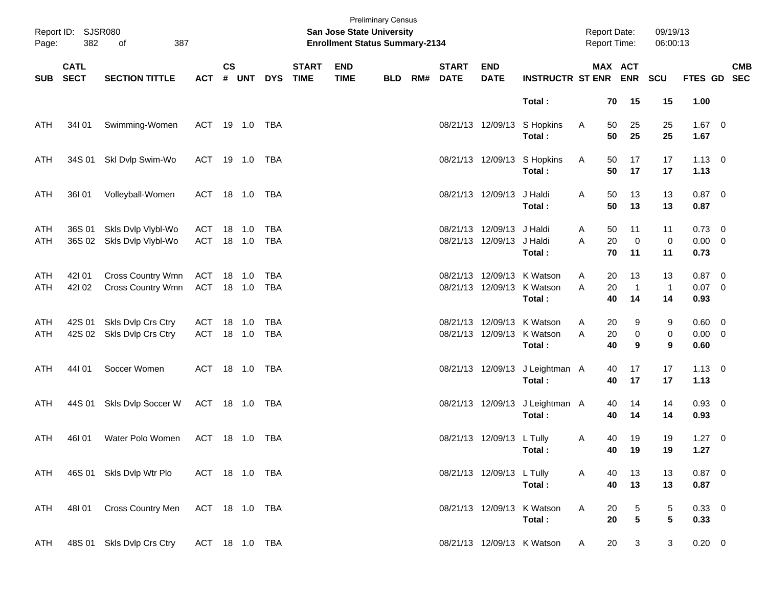Preliminary Census
**San Jose State University**
**Enrollment Status Summary-2134**

Report ID: SJSR080
Report Date: 09/19/13
Report Time: 06:00:13

| SUB | CATL SECT | SECTION TITTLE | ACT | CS # | UNT | DYS | START TIME | END TIME | BLD | RM# | START DATE | END DATE | INSTRUCTR | ST | MAX ENR | ACT ENR | SCU | FTES | GD | CMB SEC |
|---|---|---|---|---|---|---|---|---|---|---|---|---|---|---|---|---|---|---|---|---|
| | | | | | | | | | | | | | **Total :** | | **70** | **15** | **15** | **1.00** | | |
| ATH | 34I 01 | Swimming-Women | ACT | 19 | 1.0 | TBA | | | | | 08/21/13 | 12/09/13 | S Hopkins | A | 50 | 25 | 25 | 1.67 | 0 | |
| | | | | | | | | | | | | | **Total :** | | **50** | **25** | **25** | **1.67** | | |
| ATH | 34S 01 | Skl Dvlp Swim-Wo | ACT | 19 | 1.0 | TBA | | | | | 08/21/13 | 12/09/13 | S Hopkins | A | 50 | 17 | 17 | 1.13 | 0 | |
| | | | | | | | | | | | | | **Total :** | | **50** | **17** | **17** | **1.13** | | |
| ATH | 36I 01 | Volleyball-Women | ACT | 18 | 1.0 | TBA | | | | | 08/21/13 | 12/09/13 | J Haldi | A | 50 | 13 | 13 | 0.87 | 0 | |
| | | | | | | | | | | | | | **Total :** | | **50** | **13** | **13** | **0.87** | | |
| ATH | 36S 01 | Skls Dvlp Vlybl-Wo | ACT | 18 | 1.0 | TBA | | | | | 08/21/13 | 12/09/13 | J Haldi | A | 50 | 11 | 11 | 0.73 | 0 | |
| ATH | 36S 02 | Skls Dvlp Vlybl-Wo | ACT | 18 | 1.0 | TBA | | | | | 08/21/13 | 12/09/13 | J Haldi | A | 20 | 0 | 0 | 0.00 | 0 | |
| | | | | | | | | | | | | | **Total :** | | **70** | **11** | **11** | **0.73** | | |
| ATH | 42I 01 | Cross Country Wmn | ACT | 18 | 1.0 | TBA | | | | | 08/21/13 | 12/09/13 | K Watson | A | 20 | 13 | 13 | 0.87 | 0 | |
| ATH | 42I 02 | Cross Country Wmn | ACT | 18 | 1.0 | TBA | | | | | 08/21/13 | 12/09/13 | K Watson | A | 20 | 1 | 1 | 0.07 | 0 | |
| | | | | | | | | | | | | | **Total :** | | **40** | **14** | **14** | **0.93** | | |
| ATH | 42S 01 | Skls Dvlp Crs Ctry | ACT | 18 | 1.0 | TBA | | | | | 08/21/13 | 12/09/13 | K Watson | A | 20 | 9 | 9 | 0.60 | 0 | |
| ATH | 42S 02 | Skls Dvlp Crs Ctry | ACT | 18 | 1.0 | TBA | | | | | 08/21/13 | 12/09/13 | K Watson | A | 20 | 0 | 0 | 0.00 | 0 | |
| | | | | | | | | | | | | | **Total :** | | **40** | **9** | **9** | **0.60** | | |
| ATH | 44I 01 | Soccer Women | ACT | 18 | 1.0 | TBA | | | | | 08/21/13 | 12/09/13 | J Leightman | A | 40 | 17 | 17 | 1.13 | 0 | |
| | | | | | | | | | | | | | **Total :** | | **40** | **17** | **17** | **1.13** | | |
| ATH | 44S 01 | Skls Dvlp Soccer W | ACT | 18 | 1.0 | TBA | | | | | 08/21/13 | 12/09/13 | J Leightman | A | 40 | 14 | 14 | 0.93 | 0 | |
| | | | | | | | | | | | | | **Total :** | | **40** | **14** | **14** | **0.93** | | |
| ATH | 46I 01 | Water Polo Women | ACT | 18 | 1.0 | TBA | | | | | 08/21/13 | 12/09/13 | L Tully | A | 40 | 19 | 19 | 1.27 | 0 | |
| | | | | | | | | | | | | | **Total :** | | **40** | **19** | **19** | **1.27** | | |
| ATH | 46S 01 | Skls Dvlp Wtr Plo | ACT | 18 | 1.0 | TBA | | | | | 08/21/13 | 12/09/13 | L Tully | A | 40 | 13 | 13 | 0.87 | 0 | |
| | | | | | | | | | | | | | **Total :** | | **40** | **13** | **13** | **0.87** | | |
| ATH | 48I 01 | Cross Country Men | ACT | 18 | 1.0 | TBA | | | | | 08/21/13 | 12/09/13 | K Watson | A | 20 | 5 | 5 | 0.33 | 0 | |
| | | | | | | | | | | | | | **Total :** | | **20** | **5** | **5** | **0.33** | | |
| ATH | 48S 01 | Skls Dvlp Crs Ctry | ACT | 18 | 1.0 | TBA | | | | | 08/21/13 | 12/09/13 | K Watson | A | 20 | 3 | 3 | 0.20 | 0 | |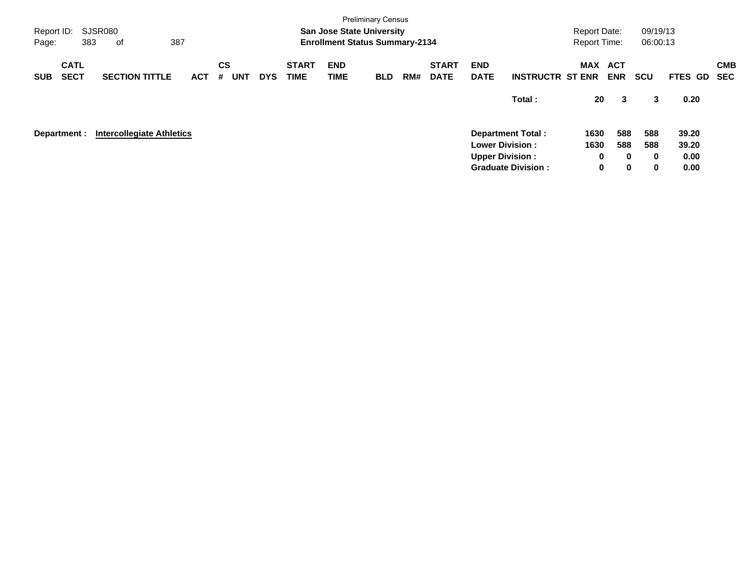Preliminary Census

**San Jose State University**
**Enrollment Status Summary-2134**

Report ID: SJSR080
Page: 383 of 387

Report Date: 09/19/13
Report Time: 06:00:13

| SUB | CATL SECT | SECTION TITTLE | ACT | CS # | UNT | DYS | START TIME | END TIME | BLD | RM# | START DATE | END DATE | INSTRUCTR | MAX ST ENR | ACT ENR | SCU | FTES | GD | CMB SEC |
|---|---|---|---|---|---|---|---|---|---|---|---|---|---|---|---|---|---|---|---|
| | | | | | | | | | | | | | **Total :** | **20** | **3** | **3** | **0.20** | | |

**Department : <u>Intercollegiate Athletics</u>**

| | MAX ST ENR | ACT ENR | SCU | FTES |
|---|---|---|---|---|
| **Department Total :** | **1630** | **588** | **588** | **39.20** |
| **Lower Division :** | **1630** | **588** | **588** | **39.20** |
| **Upper Division :** | **0** | **0** | **0** | **0.00** |
| **Graduate Division :** | **0** | **0** | **0** | **0.00** |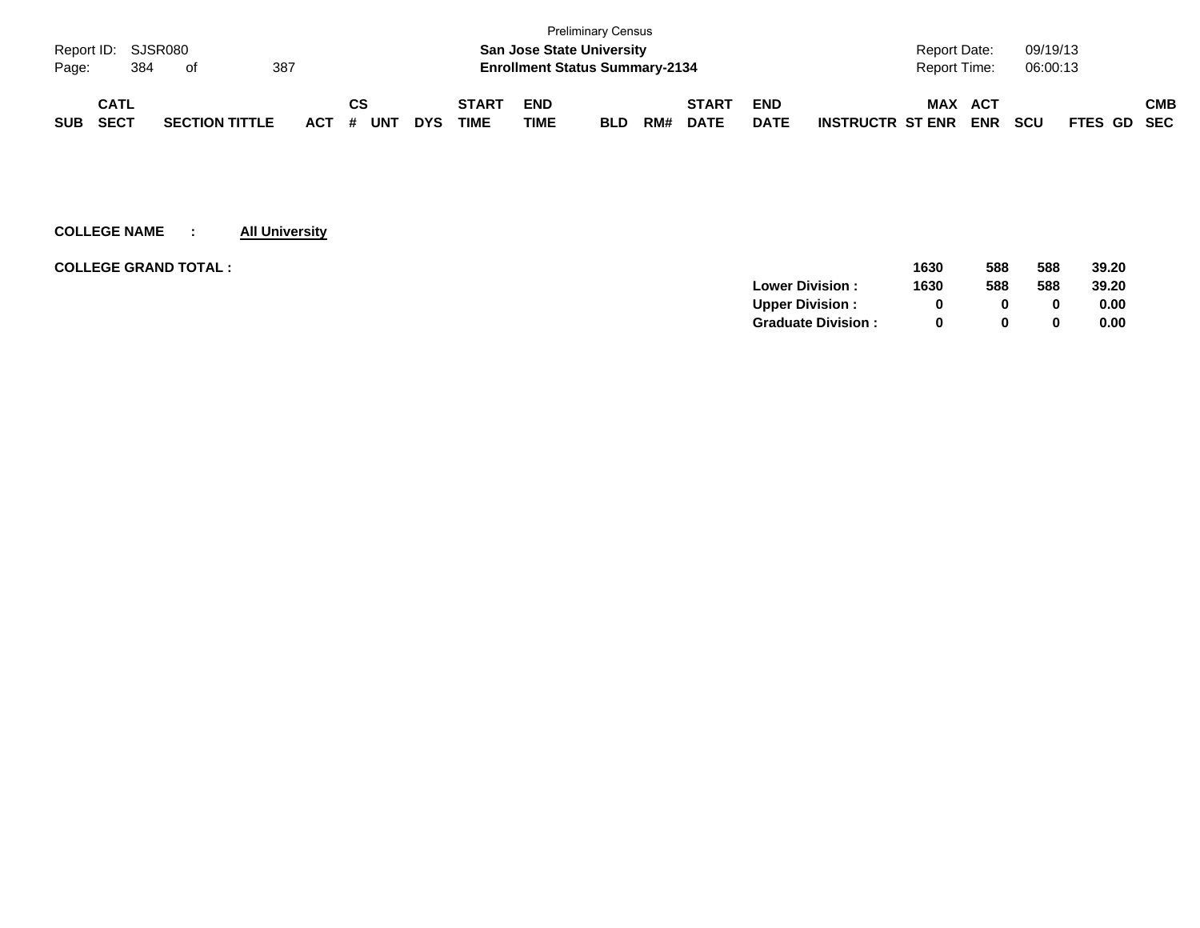Preliminary Census

**San Jose State University**

**Enrollment Status Summary-2134**

Report ID: SJSR080 | Report Date: 09/19/13 | Report Time: 06:00:13

| SUB | CATL SECT | SECTION TITTLE | ACT | CS # | UNT | DYS | START TIME | END TIME | BLD | RM# | START DATE | END DATE | INSTRUCTR | MAX ST ENR | ACT ENR | SCU | FTES | GD | CMB SEC |
|---|---|---|---|---|---|---|---|---|---|---|---|---|---|---|---|---|---|---|---|

**COLLEGE NAME : All University**

**COLLEGE GRAND TOTAL :**

| | MAX ST ENR | ACT ENR | SCU | FTES |
|---|---|---|---|---|
| | 1630 | 588 | 588 | 39.20 |
| **Lower Division :** | 1630 | 588 | 588 | 39.20 |
| **Upper Division :** | 0 | 0 | 0 | 0.00 |
| **Graduate Division :** | 0 | 0 | 0 | 0.00 |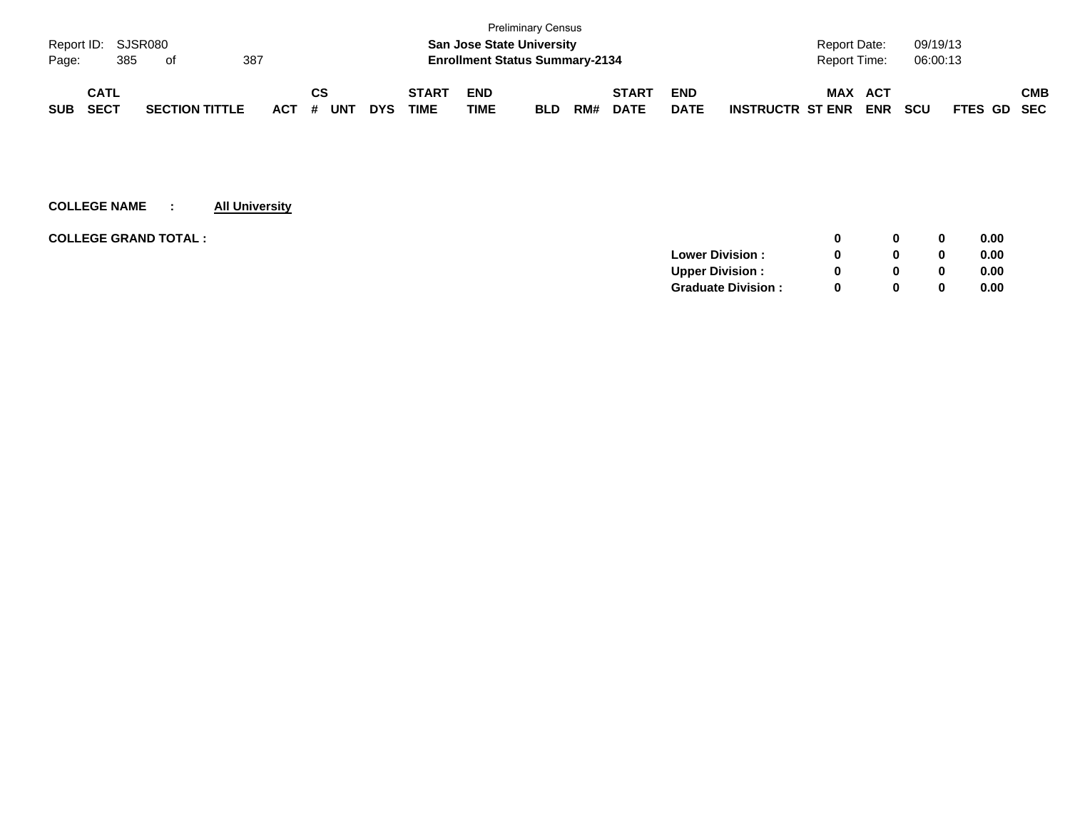Preliminary Census

**San Jose State University**

**Enrollment Status Summary-2134**

Report ID: SJSR080

Report Date: 09/19/13

Report Time: 06:00:13

| SUB | CATL SECT | SECTION TITTLE | ACT | CS # | UNT | DYS | START TIME | END TIME | BLD | RM# | START DATE | END DATE | INSTRUCTR | MAX ST ENR | ACT ENR | SCU | FTES | GD | CMB SEC |
|---|---|---|---|---|---|---|---|---|---|---|---|---|---|---|---|---|---|---|---|

**COLLEGE NAME : <u>All University</u>**

**COLLEGE GRAND TOTAL :**

| | MAX ST ENR | ACT ENR | SCU | FTES |
|---|---|---|---|---|
| | **0** | **0** | **0** | **0.00** |
| **Lower Division :** | **0** | **0** | **0** | **0.00** |
| **Upper Division :** | **0** | **0** | **0** | **0.00** |
| **Graduate Division :** | **0** | **0** | **0** | **0.00** |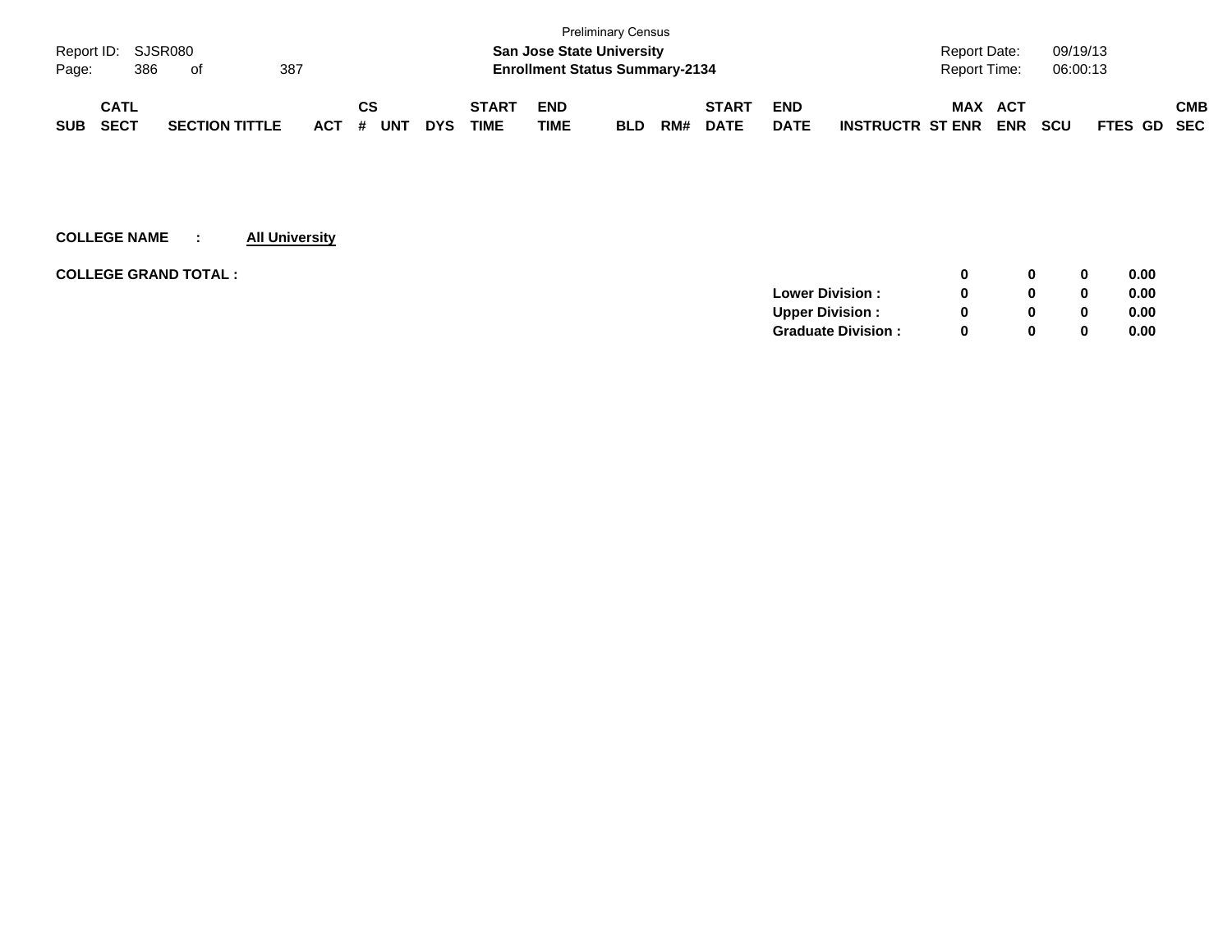Preliminary Census

**San Jose State University**

**Enrollment Status Summary-2134**

Report ID: SJSR080

Report Date: 09/19/13

Report Time: 06:00:13

| SUB | CATL SECT | SECTION TITTLE | ACT | CS # | UNT | DYS | START TIME | END TIME | BLD | RM# | START DATE | END DATE | INSTRUCTR | MAX ST ENR | ACT ENR | SCU | FTES | GD | CMB SEC |
|---|---|---|---|---|---|---|---|---|---|---|---|---|---|---|---|---|---|---|---|

**COLLEGE NAME : All University**

| | | | | |
|---|---|---|---|---|
| **COLLEGE GRAND TOTAL :** | **0** | **0** | **0** | **0.00** |
| **Lower Division :** | **0** | **0** | **0** | **0.00** |
| **Upper Division :** | **0** | **0** | **0** | **0.00** |
| **Graduate Division :** | **0** | **0** | **0** | **0.00** |